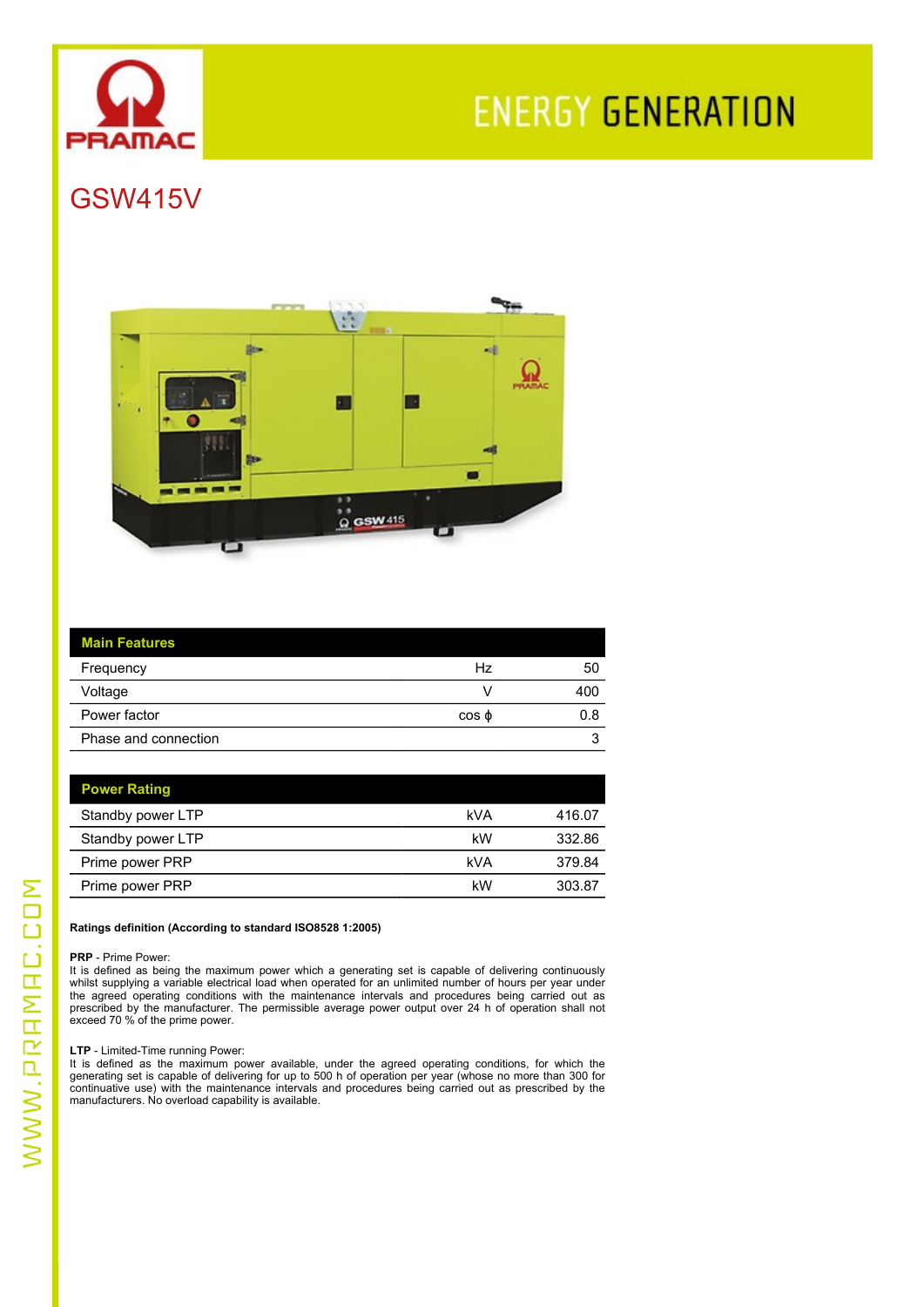# GSW415V

## Main Features

| Main Features | | |
|---|---|---|
| Frequency | Hz | 50 |
| Voltage | V | 400 |
| Power factor | cos ϕ | 0.8 |
| Phase and connection | | 3 |

## Power Rating

| Power Rating | | |
|---|---|---|
| Standby power LTP | kVA | 416.07 |
| Standby power LTP | kW | 332.86 |
| Prime power PRP | kVA | 379.84 |
| Prime power PRP | kW | 303.87 |

**Ratings definition (According to standard ISO8528 1:2005)**

**PRP** - Prime Power:
It is defined as being the maximum power which a generating set is capable of delivering continuously whilst supplying a variable electrical load when operated for an unlimited number of hours per year under the agreed operating conditions with the maintenance intervals and procedures being carried out as prescribed by the manufacturer. The permissible average power output over 24 h of operation shall not exceed 70 % of the prime power.

**LTP** - Limited-Time running Power:
It is defined as the maximum power available, under the agreed operating conditions, for which the generating set is capable of delivering for up to 500 h of operation per year (whose no more than 300 for continuative use) with the maintenance intervals and procedures being carried out as prescribed by the manufacturers. No overload capability is available.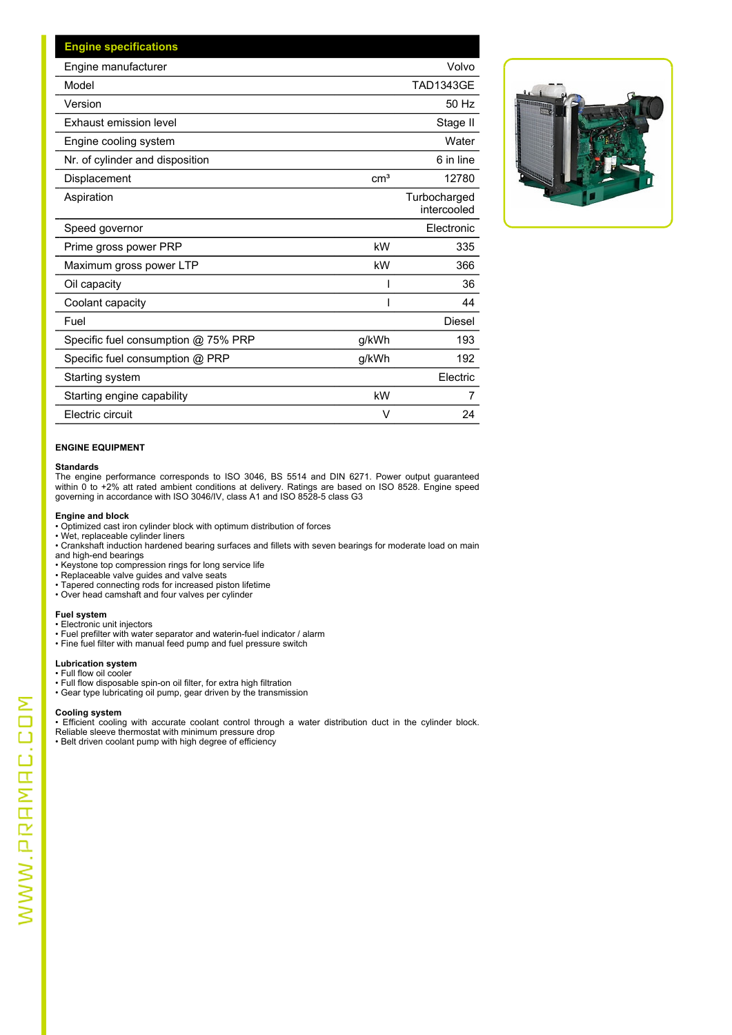| Engine specifications | | |
|---|---|---|
| Engine manufacturer | | Volvo |
| Model | | TAD1343GE |
| Version | | 50 Hz |
| Exhaust emission level | | Stage II |
| Engine cooling system | | Water |
| Nr. of cylinder and disposition | | 6 in line |
| Displacement | $cm^3$ | 12780 |
| Aspiration | | Turbocharged intercooled |
| Speed governor | | Electronic |
| Prime gross power PRP | kW | 335 |
| Maximum gross power LTP | kW | 366 |
| Oil capacity | l | 36 |
| Coolant capacity | l | 44 |
| Fuel | | Diesel |
| Specific fuel consumption @ 75% PRP | g/kWh | 193 |
| Specific fuel consumption @ PRP | g/kWh | 192 |
| Starting system | | Electric |
| Starting engine capability | kW | 7 |
| Electric circuit | V | 24 |

## ENGINE EQUIPMENT

**Standards**
The engine performance corresponds to ISO 3046, BS 5514 and DIN 6271. Power output guaranteed within 0 to +2% att rated ambient conditions at delivery. Ratings are based on ISO 8528. Engine speed governing in accordance with ISO 3046/IV, class A1 and ISO 8528-5 class G3

**Engine and block**
• Optimized cast iron cylinder block with optimum distribution of forces
• Wet, replaceable cylinder liners
• Crankshaft induction hardened bearing surfaces and fillets with seven bearings for moderate load on main and high-end bearings
• Keystone top compression rings for long service life
• Replaceable valve guides and valve seats
• Tapered connecting rods for increased piston lifetime
• Over head camshaft and four valves per cylinder

**Fuel system**
• Electronic unit injectors
• Fuel prefilter with water separator and waterin-fuel indicator / alarm
• Fine fuel filter with manual feed pump and fuel pressure switch

**Lubrication system**
• Full flow oil cooler
• Full flow disposable spin-on oil filter, for extra high filtration
• Gear type lubricating oil pump, gear driven by the transmission

**Cooling system**
• Efficient cooling with accurate coolant control through a water distribution duct in the cylinder block. Reliable sleeve thermostat with minimum pressure drop
• Belt driven coolant pump with high degree of efficiency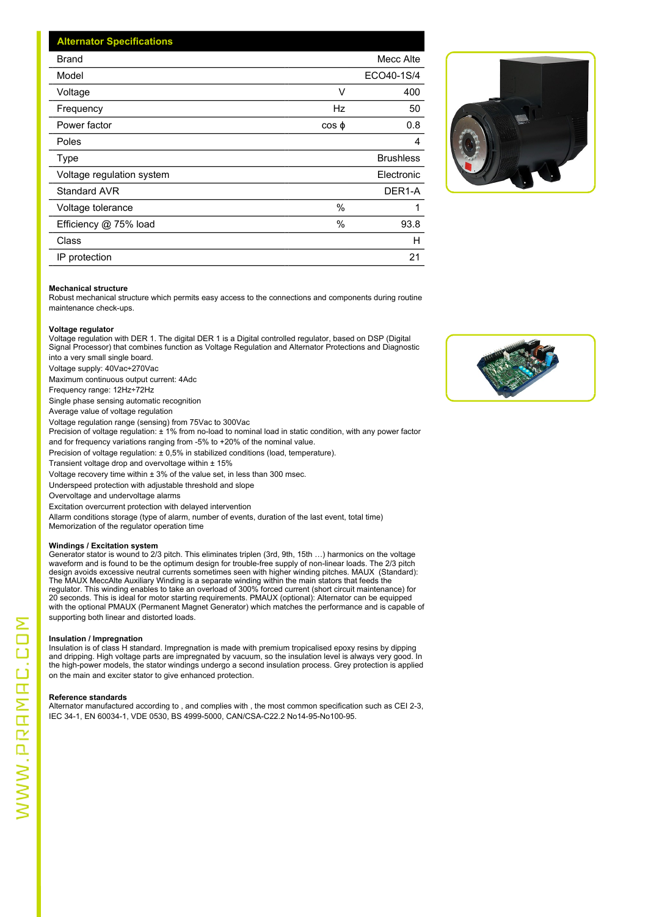## Alternator Specifications

| Alternator Specifications | | |
|---|---|---|
| Brand | | Mecc Alte |
| Model | | ECO40-1S/4 |
| Voltage | V | 400 |
| Frequency | Hz | 50 |
| Power factor | cos ϕ | 0.8 |
| Poles | | 4 |
| Type | | Brushless |
| Voltage regulation system | | Electronic |
| Standard AVR | | DER1-A |
| Voltage tolerance | % | 1 |
| Efficiency @ 75% load | % | 93.8 |
| Class | | H |
| IP protection | | 21 |

**Mechanical structure**
Robust mechanical structure which permits easy access to the connections and components during routine maintenance check-ups.

**Voltage regulator**
Voltage regulation with DER 1. The digital DER 1 is a Digital controlled regulator, based on DSP (Digital Signal Processor) that combines function as Voltage Regulation and Alternator Protections and Diagnostic into a very small single board.
Voltage supply: 40Vac÷270Vac
Maximum continuous output current: 4Adc
Frequency range: 12Hz÷72Hz
Single phase sensing automatic recognition
Average value of voltage regulation
Voltage regulation range (sensing) from 75Vac to 300Vac
Precision of voltage regulation: ± 1% from no-load to nominal load in static condition, with any power factor and for frequency variations ranging from -5% to +20% of the nominal value.
Precision of voltage regulation: ± 0,5% in stabilized conditions (load, temperature).
Transient voltage drop and overvoltage within ± 15%
Voltage recovery time within ± 3% of the value set, in less than 300 msec.
Underspeed protection with adjustable threshold and slope
Overvoltage and undervoltage alarms
Excitation overcurrent protection with delayed intervention
Allarm conditions storage (type of alarm, number of events, duration of the last event, total time)
Memorization of the regulator operation time

**Windings / Excitation system**
Generator stator is wound to 2/3 pitch. This eliminates triplen (3rd, 9th, 15th …) harmonics on the voltage waveform and is found to be the optimum design for trouble-free supply of non-linear loads. The 2/3 pitch design avoids excessive neutral currents sometimes seen with higher winding pitches. MAUX (Standard): The MAUX MeccAlte Auxiliary Winding is a separate winding within the main stators that feeds the regulator. This winding enables to take an overload of 300% forced current (short circuit maintenance) for 20 seconds. This is ideal for motor starting requirements. PMAUX (optional): Alternator can be equipped with the optional PMAUX (Permanent Magnet Generator) which matches the performance and is capable of supporting both linear and distorted loads.

**Insulation / Impregnation**
Insulation is of class H standard. Impregnation is made with premium tropicalised epoxy resins by dipping and dripping. High voltage parts are impregnated by vacuum, so the insulation level is always very good. In the high-power models, the stator windings undergo a second insulation process. Grey protection is applied on the main and exciter stator to give enhanced protection.

**Reference standards**
Alternator manufactured according to , and complies with , the most common specification such as CEI 2-3, IEC 34-1, EN 60034-1, VDE 0530, BS 4999-5000, CAN/CSA-C22.2 No14-95-No100-95.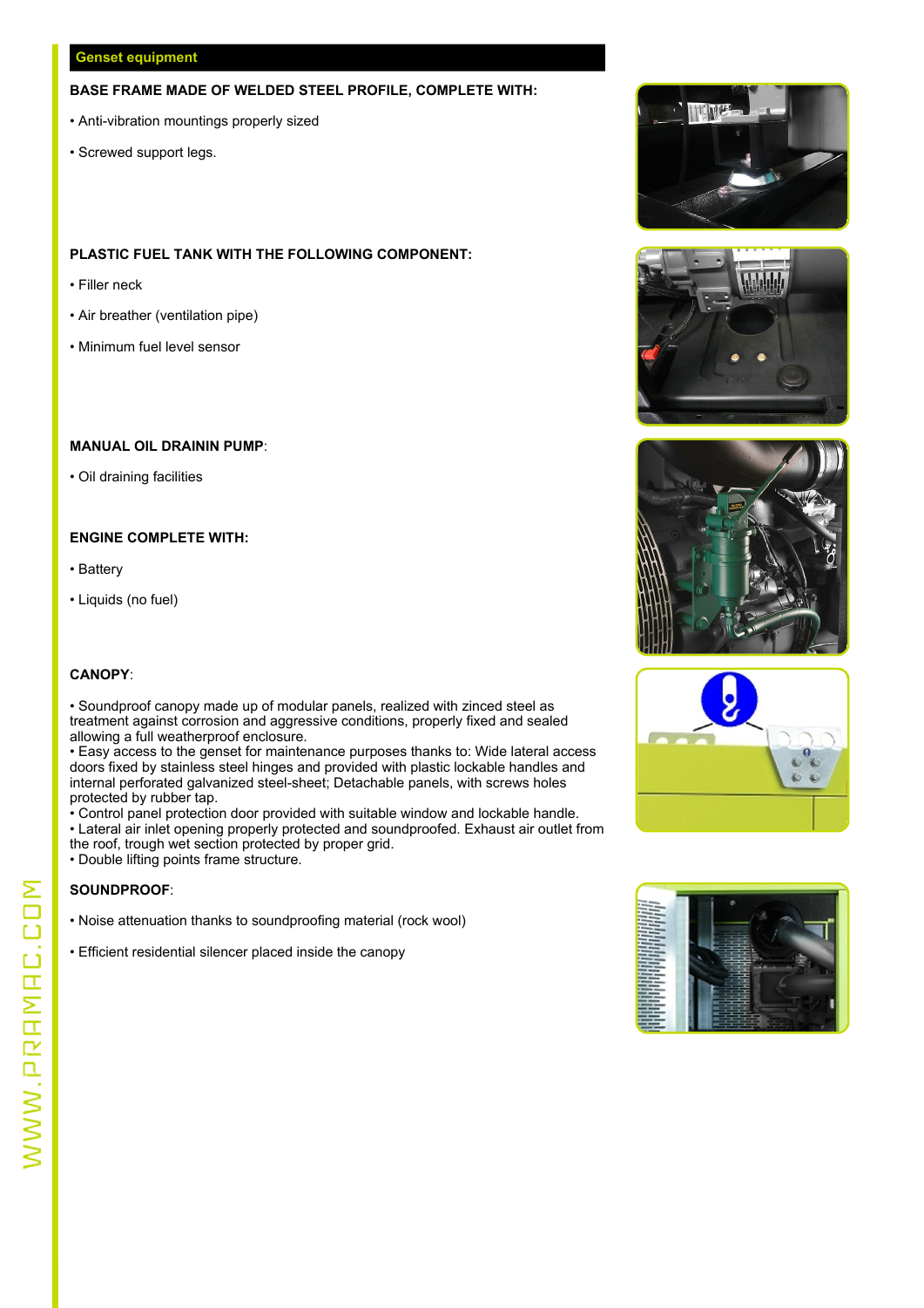## Genset equipment

**BASE FRAME MADE OF WELDED STEEL PROFILE, COMPLETE WITH:**

- Anti-vibration mountings properly sized
- Screwed support legs.

**PLASTIC FUEL TANK WITH THE FOLLOWING COMPONENT:**

- Filler neck
- Air breather (ventilation pipe)
- Minimum fuel level sensor

**MANUAL OIL DRAININ PUMP**:

- Oil draining facilities

**ENGINE COMPLETE WITH:**

- Battery
- Liquids (no fuel)

**CANOPY**:

- Soundproof canopy made up of modular panels, realized with zinced steel as treatment against corrosion and aggressive conditions, properly fixed and sealed allowing a full weatherproof enclosure.
- Easy access to the genset for maintenance purposes thanks to: Wide lateral access doors fixed by stainless steel hinges and provided with plastic lockable handles and internal perforated galvanized steel-sheet; Detachable panels, with screws holes protected by rubber tap.
- Control panel protection door provided with suitable window and lockable handle.
- Lateral air inlet opening properly protected and soundproofed. Exhaust air outlet from the roof, trough wet section protected by proper grid.
- Double lifting points frame structure.

**SOUNDPROOF**:

- Noise attenuation thanks to soundproofing material (rock wool)
- Efficient residential silencer placed inside the canopy

WWW.PRAMAC.COM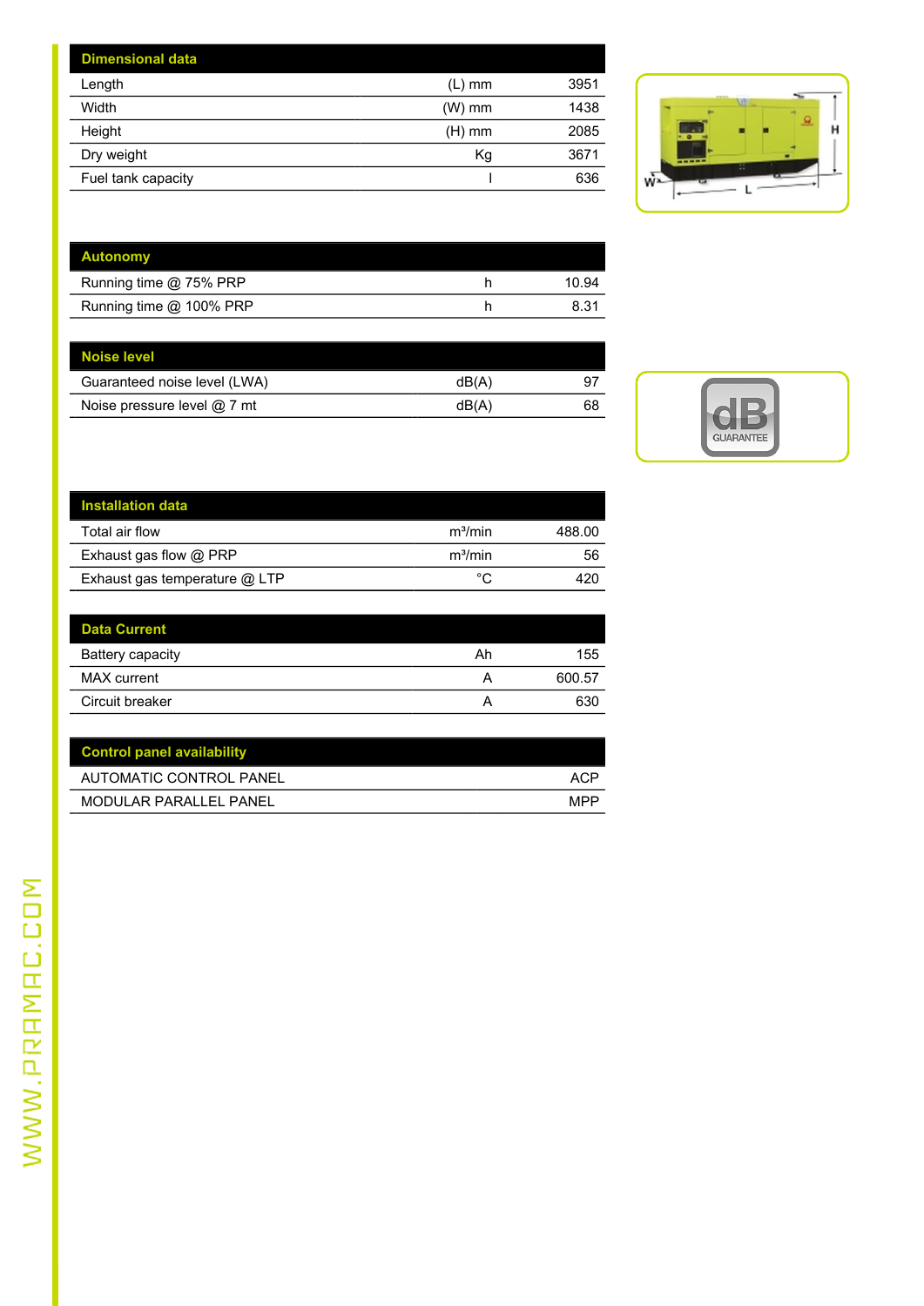## Dimensional data

| | | |
|---|---|---|
| Length | (L) mm | 3951 |
| Width | (W) mm | 1438 |
| Height | (H) mm | 2085 |
| Dry weight | Kg | 3671 |
| Fuel tank capacity | l | 636 |

## Autonomy

| | | |
|---|---|---|
| Running time @ 75% PRP | h | 10.94 |
| Running time @ 100% PRP | h | 8.31 |

## Noise level

| | | |
|---|---|---|
| Guaranteed noise level (LWA) | dB(A) | 97 |
| Noise pressure level @ 7 mt | dB(A) | 68 |

## Installation data

| | | |
|---|---|---|
| Total air flow | m³/min | 488.00 |
| Exhaust gas flow @ PRP | m³/min | 56 |
| Exhaust gas temperature @ LTP | °C | 420 |

## Data Current

| | | |
|---|---|---|
| Battery capacity | Ah | 155 |
| MAX current | A | 600.57 |
| Circuit breaker | A | 630 |

## Control panel availability

| | |
|---|---|
| AUTOMATIC CONTROL PANEL | ACP |
| MODULAR PARALLEL PANEL | MPP |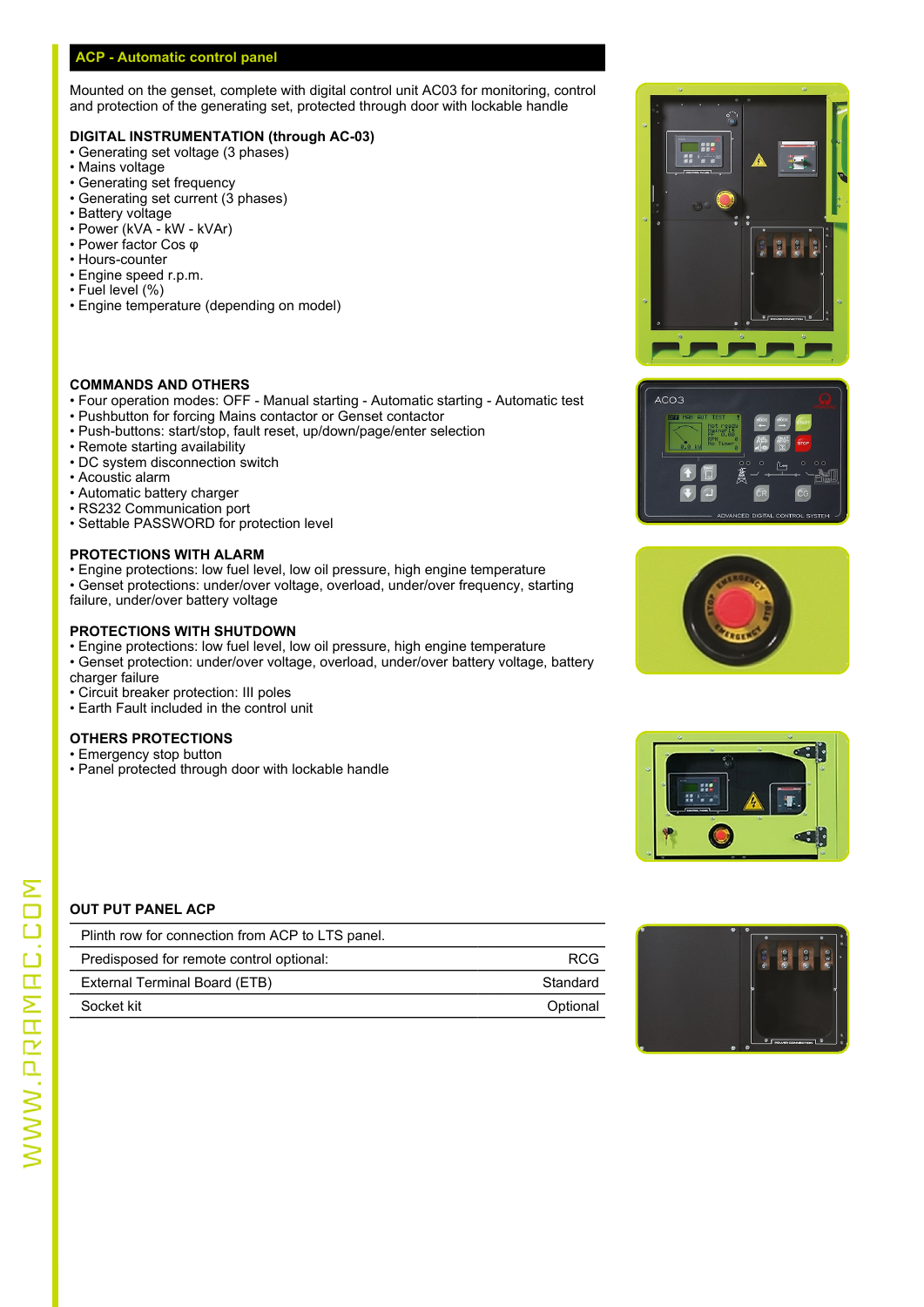## ACP - Automatic control panel

Mounted on the genset, complete with digital control unit AC03 for monitoring, control and protection of the generating set, protected through door with lockable handle

### DIGITAL INSTRUMENTATION (through AC-03)

- Generating set voltage (3 phases)
- Mains voltage
- Generating set frequency
- Generating set current (3 phases)
- Battery voltage
- Power (kVA - kW - kVAr)
- Power factor Cos φ
- Hours-counter
- Engine speed r.p.m.
- Fuel level (%)
- Engine temperature (depending on model)

### COMMANDS AND OTHERS

- Four operation modes: OFF - Manual starting - Automatic starting - Automatic test
- Pushbutton for forcing Mains contactor or Genset contactor
- Push-buttons: start/stop, fault reset, up/down/page/enter selection
- Remote starting availability
- DC system disconnection switch
- Acoustic alarm
- Automatic battery charger
- RS232 Communication port
- Settable PASSWORD for protection level

### PROTECTIONS WITH ALARM

- Engine protections: low fuel level, low oil pressure, high engine temperature
- Genset protections: under/over voltage, overload, under/over frequency, starting failure, under/over battery voltage

### PROTECTIONS WITH SHUTDOWN

- Engine protections: low fuel level, low oil pressure, high engine temperature
- Genset protection: under/over voltage, overload, under/over battery voltage, battery charger failure
- Circuit breaker protection: III poles
- Earth Fault included in the control unit

### OTHERS PROTECTIONS

- Emergency stop button
- Panel protected through door with lockable handle

### OUT PUT PANEL ACP

| | |
|---|---|
| Plinth row for connection from ACP to LTS panel. | |
| Predisposed for remote control optional: | RCG |
| External Terminal Board (ETB) | Standard |
| Socket kit | Optional |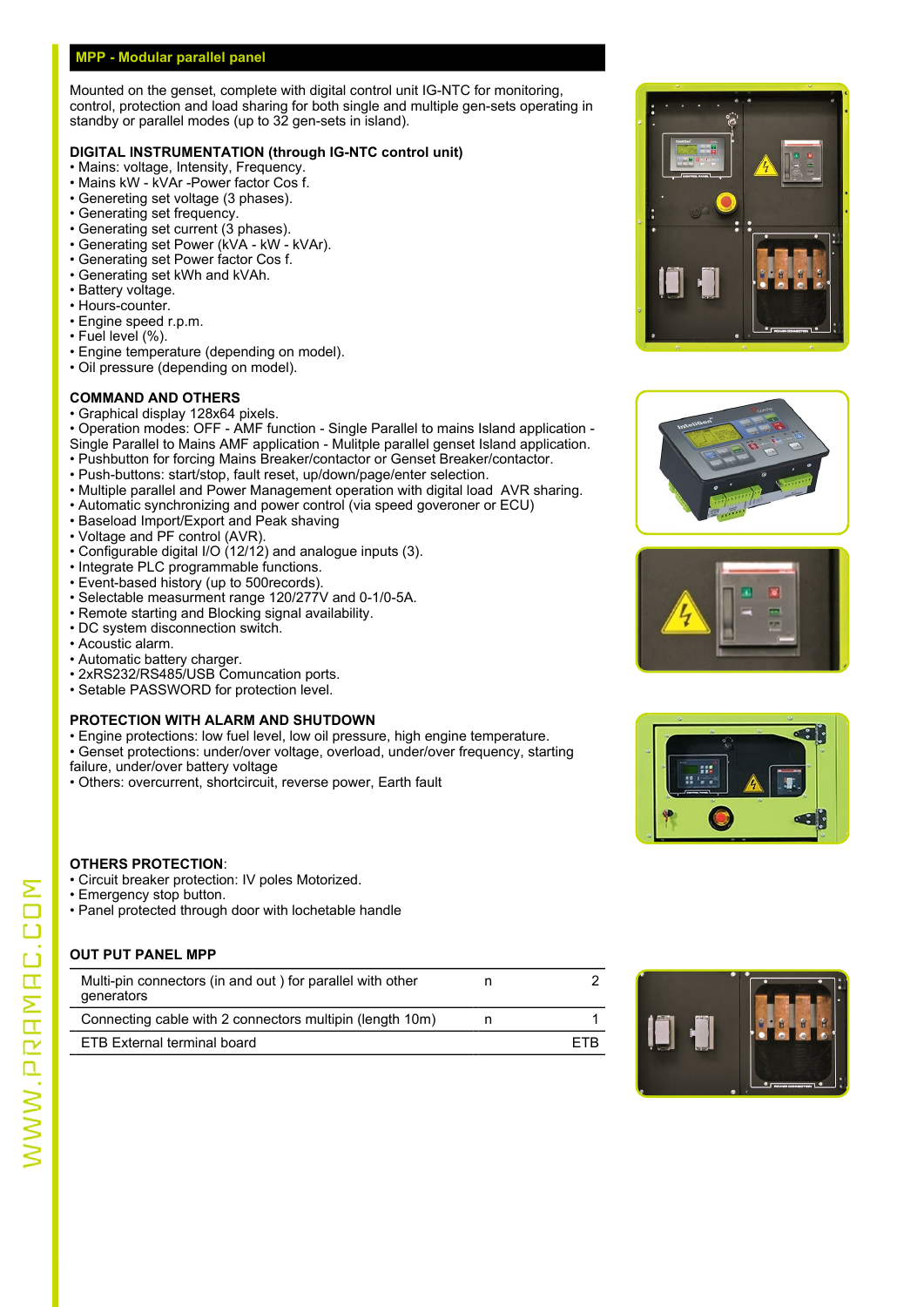## MPP - Modular parallel panel

Mounted on the genset, complete with digital control unit IG-NTC for monitoring, control, protection and load sharing for both single and multiple gen-sets operating in standby or parallel modes (up to 32 gen-sets in island).

### DIGITAL INSTRUMENTATION (through IG-NTC control unit)

- Mains: voltage, Intensity, Frequency.
- Mains kW - kVAr -Power factor Cos f.
- Genereting set voltage (3 phases).
- Generating set frequency.
- Generating set current (3 phases).
- Generating set Power (kVA - kW - kVAr).
- Generating set Power factor Cos f.
- Generating set kWh and kVAh.
- Battery voltage.
- Hours-counter.
- Engine speed r.p.m.
- Fuel level (%).
- Engine temperature (depending on model).
- Oil pressure (depending on model).

### COMMAND AND OTHERS

- Graphical display 128x64 pixels.
- Operation modes: OFF - AMF function - Single Parallel to mains Island application - Single Parallel to Mains AMF application - Mulitple parallel genset Island application.
- Pushbutton for forcing Mains Breaker/contactor or Genset Breaker/contactor.
- Push-buttons: start/stop, fault reset, up/down/page/enter selection.
- Multiple parallel and Power Management operation with digital load AVR sharing.
- Automatic synchronizing and power control (via speed goveroner or ECU)
- Baseload Import/Export and Peak shaving
- Voltage and PF control (AVR).
- Configurable digital I/O (12/12) and analogue inputs (3).
- Integrate PLC programmable functions.
- Event-based history (up to 500records).
- Selectable measurment range 120/277V and 0-1/0-5A.
- Remote starting and Blocking signal availability.
- DC system disconnection switch.
- Acoustic alarm.
- Automatic battery charger.
- 2xRS232/RS485/USB Comuncation ports.
- Setable PASSWORD for protection level.

### PROTECTION WITH ALARM AND SHUTDOWN

- Engine protections: low fuel level, low oil pressure, high engine temperature.
- Genset protections: under/over voltage, overload, under/over frequency, starting failure, under/over battery voltage
- Others: overcurrent, shortcircuit, reverse power, Earth fault

### OTHERS PROTECTION:

- Circuit breaker protection: IV poles Motorized.
- Emergency stop button.
- Panel protected through door with lochetable handle

### OUT PUT PANEL MPP

| | | |
|---|---|---|
| Multi-pin connectors (in and out ) for parallel with other generators | n | 2 |
| Connecting cable with 2 connectors multipin (length 10m) | n | 1 |
| ETB External terminal board | | ETB |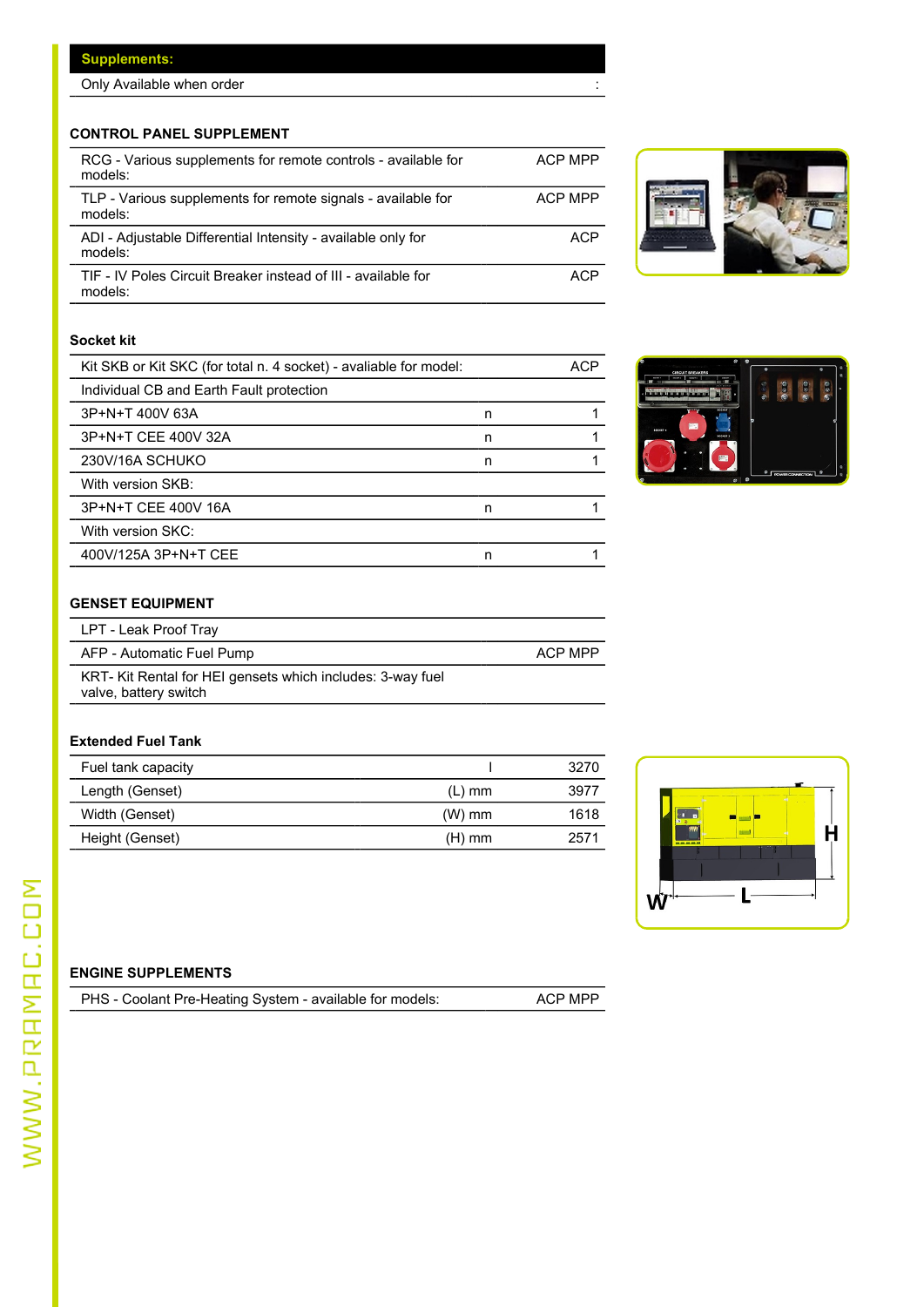| Supplements: | |
|---|---|
| Only Available when order | : |

## CONTROL PANEL SUPPLEMENT

| | |
|---|---|
| RCG - Various supplements for remote controls - available for models: | ACP MPP |
| TLP - Various supplements for remote signals - available for models: | ACP MPP |
| ADI - Adjustable Differential Intensity - available only for models: | ACP |
| TIF - IV Poles Circuit Breaker instead of III - available for models: | ACP |

## Socket kit

| | | |
|---|---|---|
| Kit SKB or Kit SKC (for total n. 4 socket) - avaliable for model: | | ACP |
| Individual CB and Earth Fault protection | | |
| 3P+N+T 400V 63A | n | 1 |
| 3P+N+T CEE 400V 32A | n | 1 |
| 230V/16A SCHUKO | n | 1 |
| With version SKB: | | |
| 3P+N+T CEE 400V 16A | n | 1 |
| With version SKC: | | |
| 400V/125A 3P+N+T CEE | n | 1 |

## GENSET EQUIPMENT

| | |
|---|---|
| LPT - Leak Proof Tray | |
| AFP - Automatic Fuel Pump | ACP MPP |
| KRT- Kit Rental for HEI gensets which includes: 3-way fuel valve, battery switch | |

## Extended Fuel Tank

| | | |
|---|---|---|
| Fuel tank capacity | l | 3270 |
| Length (Genset) | (L) mm | 3977 |
| Width (Genset) | (W) mm | 1618 |
| Height (Genset) | (H) mm | 2571 |

## ENGINE SUPPLEMENTS

| | |
|---|---|
| PHS - Coolant Pre-Heating System - available for models: | ACP MPP |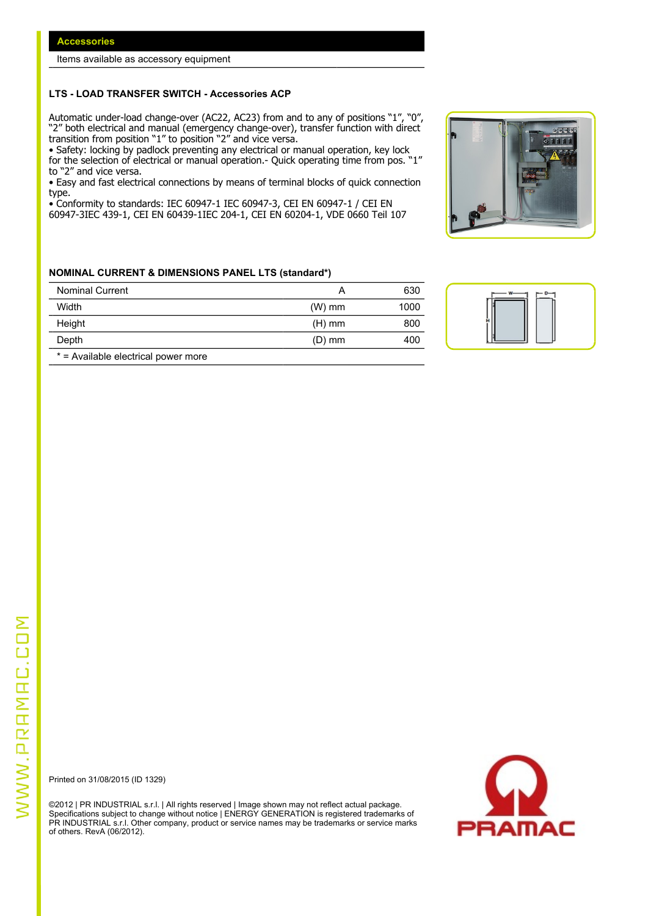## Accessories

Items available as accessory equipment

### LTS - LOAD TRANSFER SWITCH - Accessories ACP

Automatic under-load change-over (AC22, AC23) from and to any of positions “1”, “0”, “2” both electrical and manual (emergency change-over), transfer function with direct transition from position “1” to position “2” and vice versa.

• Safety: locking by padlock preventing any electrical or manual operation, key lock for the selection of electrical or manual operation.- Quick operating time from pos. “1” to “2” and vice versa.

• Easy and fast electrical connections by means of terminal blocks of quick connection type.

• Conformity to standards: IEC 60947-1 IEC 60947-3, CEI EN 60947-1 / CEI EN 60947-3IEC 439-1, CEI EN 60439-1IEC 204-1, CEI EN 60204-1, VDE 0660 Teil 107

### NOMINAL CURRENT & DIMENSIONS PANEL LTS (standard*)

| | | |
|---|---|---|
| Nominal Current | A | 630 |
| Width | (W) mm | 1000 |
| Height | (H) mm | 800 |
| Depth | (D) mm | 400 |
| * = Available electrical power more | | |

Printed on 31/08/2015 (ID 1329)

©2012 | PR INDUSTRIAL s.r.l. | All rights reserved | Image shown may not reflect actual package. Specifications subject to change without notice | ENERGY GENERATION is registered trademarks of PR INDUSTRIAL s.r.l. Other company, product or service names may be trademarks or service marks of others. RevA (06/2012).